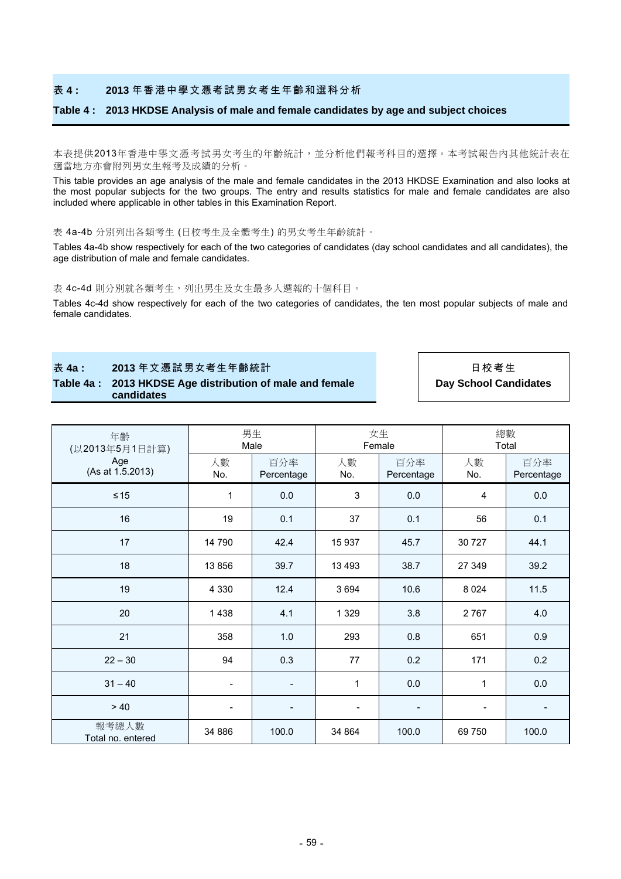## 表 4 : 2013 年香港中學文憑考試男女考生年齡和選科分析

## Table 4 : 2013 HKDSE Analysis of male and female candidates by age and subject choices

本表提供2013年香港中學文憑考試男女考生的年齡統計，並分析他們報考科目的選擇。本考試報告內其他統計表在適當地方亦會附列男女生報考及成績的分析。

This table provides an age analysis of the male and female candidates in the 2013 HKDSE Examination and also looks at the most popular subjects for the two groups. The entry and results statistics for male and female candidates are also included where applicable in other tables in this Examination Report.

表 4a-4b 分別列出各類考生 (日校考生及全體考生) 的男女考生年齡統計。

Tables 4a-4b show respectively for each of the two categories of candidates (day school candidates and all candidates), the age distribution of male and female candidates.

表 4c-4d 則分別就各類考生，列出男生及女生最多人選報的十個科目。

Tables 4c-4d show respectively for each of the two categories of candidates, the ten most popular subjects of male and female candidates.

### 表 4a : 2013 年文憑試男女考生年齡統計

### Table 4a : 2013 HKDSE Age distribution of male and female candidates

**日校考生**
**Day School Candidates**

| 年齡 (以2013年5月1日計算) Age (As at 1.5.2013) | 男生 Male | | 女生 Female | | 總數 Total | |
|---|---|---|---|---|---|---|
| | 人數 No. | 百分率 Percentage | 人數 No. | 百分率 Percentage | 人數 No. | 百分率 Percentage |
| ≤15 | 1 | 0.0 | 3 | 0.0 | 4 | 0.0 |
| 16 | 19 | 0.1 | 37 | 0.1 | 56 | 0.1 |
| 17 | 14 790 | 42.4 | 15 937 | 45.7 | 30 727 | 44.1 |
| 18 | 13 856 | 39.7 | 13 493 | 38.7 | 27 349 | 39.2 |
| 19 | 4 330 | 12.4 | 3 694 | 10.6 | 8 024 | 11.5 |
| 20 | 1 438 | 4.1 | 1 329 | 3.8 | 2 767 | 4.0 |
| 21 | 358 | 1.0 | 293 | 0.8 | 651 | 0.9 |
| 22 – 30 | 94 | 0.3 | 77 | 0.2 | 171 | 0.2 |
| 31 – 40 | - | - | 1 | 0.0 | 1 | 0.0 |
| > 40 | - | - | - | - | - | - |
| 報考總人數 Total no. entered | 34 886 | 100.0 | 34 864 | 100.0 | 69 750 | 100.0 |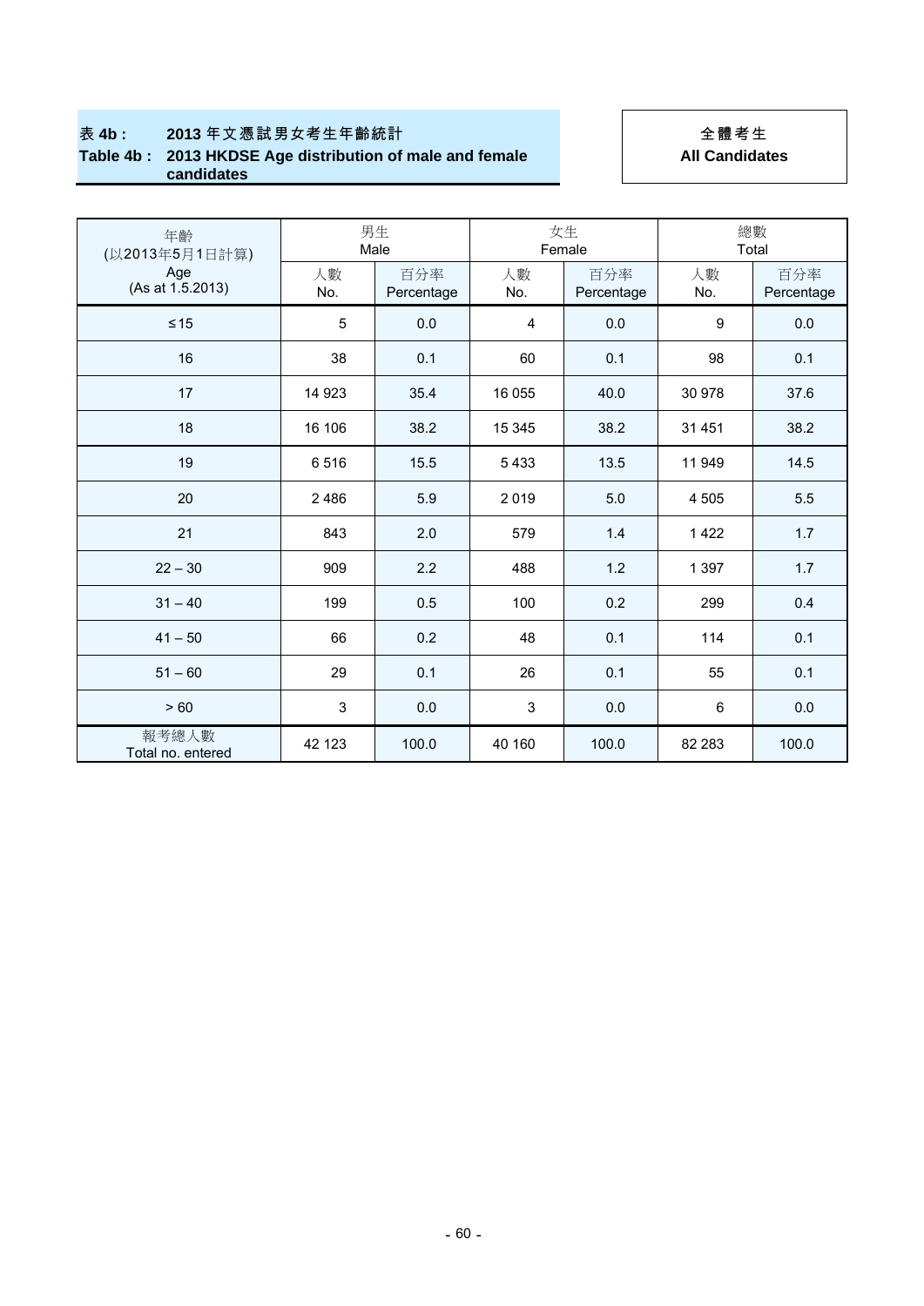**表 4b :　　2013 年文憑試男女考生年齡統計**
**Table 4b :　2013 HKDSE Age distribution of male and female candidates**

**全體考生**
**All Candidates**

| 年齡 (以2013年5月1日計算) Age (As at 1.5.2013) | 男生 Male | | 女生 Female | | 總數 Total | |
|---|---|---|---|---|---|---|
| | 人數 No. | 百分率 Percentage | 人數 No. | 百分率 Percentage | 人數 No. | 百分率 Percentage |
| ≤15 | 5 | 0.0 | 4 | 0.0 | 9 | 0.0 |
| 16 | 38 | 0.1 | 60 | 0.1 | 98 | 0.1 |
| 17 | 14 923 | 35.4 | 16 055 | 40.0 | 30 978 | 37.6 |
| 18 | 16 106 | 38.2 | 15 345 | 38.2 | 31 451 | 38.2 |
| 19 | 6 516 | 15.5 | 5 433 | 13.5 | 11 949 | 14.5 |
| 20 | 2 486 | 5.9 | 2 019 | 5.0 | 4 505 | 5.5 |
| 21 | 843 | 2.0 | 579 | 1.4 | 1 422 | 1.7 |
| 22 – 30 | 909 | 2.2 | 488 | 1.2 | 1 397 | 1.7 |
| 31 – 40 | 199 | 0.5 | 100 | 0.2 | 299 | 0.4 |
| 41 – 50 | 66 | 0.2 | 48 | 0.1 | 114 | 0.1 |
| 51 – 60 | 29 | 0.1 | 26 | 0.1 | 55 | 0.1 |
| > 60 | 3 | 0.0 | 3 | 0.0 | 6 | 0.0 |
| 報考總人數 Total no. entered | 42 123 | 100.0 | 40 160 | 100.0 | 82 283 | 100.0 |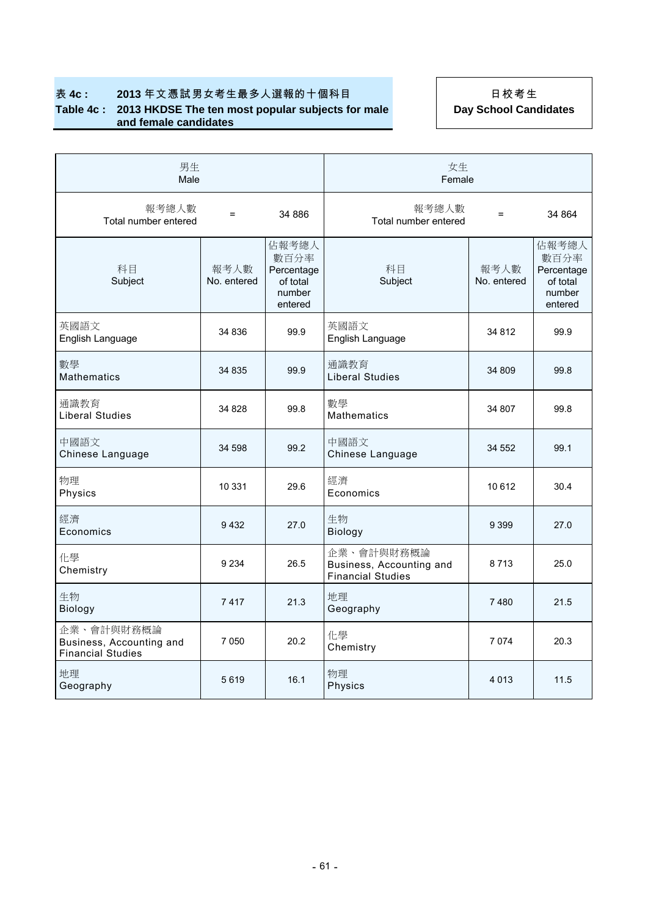**表 4c : 2013 年文憑試男女考生最多人選報的十個科目**
**Table 4c : 2013 HKDSE The ten most popular subjects for male and female candidates**

**日校考生**
**Day School Candidates**

| 男生<br>Male | | | 女生<br>Female | | |
|---|---|---|---|---|---|
| 報考總人數<br>Total number entered | = | 34 886 | 報考總人數<br>Total number entered | = | 34 864 |
| 科目<br>Subject | 報考人數<br>No. entered | 佔報考總人數百分率<br>Percentage of total number entered | 科目<br>Subject | 報考人數<br>No. entered | 佔報考總人數百分率<br>Percentage of total number entered |
| 英國語文<br>English Language | 34 836 | 99.9 | 英國語文<br>English Language | 34 812 | 99.9 |
| 數學<br>Mathematics | 34 835 | 99.9 | 通識教育<br>Liberal Studies | 34 809 | 99.8 |
| 通識教育<br>Liberal Studies | 34 828 | 99.8 | 數學<br>Mathematics | 34 807 | 99.8 |
| 中國語文<br>Chinese Language | 34 598 | 99.2 | 中國語文<br>Chinese Language | 34 552 | 99.1 |
| 物理<br>Physics | 10 331 | 29.6 | 經濟<br>Economics | 10 612 | 30.4 |
| 經濟<br>Economics | 9 432 | 27.0 | 生物<br>Biology | 9 399 | 27.0 |
| 化學<br>Chemistry | 9 234 | 26.5 | 企業、會計與財務概論<br>Business, Accounting and Financial Studies | 8 713 | 25.0 |
| 生物<br>Biology | 7 417 | 21.3 | 地理<br>Geography | 7 480 | 21.5 |
| 企業、會計與財務概論<br>Business, Accounting and Financial Studies | 7 050 | 20.2 | 化學<br>Chemistry | 7 074 | 20.3 |
| 地理<br>Geography | 5 619 | 16.1 | 物理<br>Physics | 4 013 | 11.5 |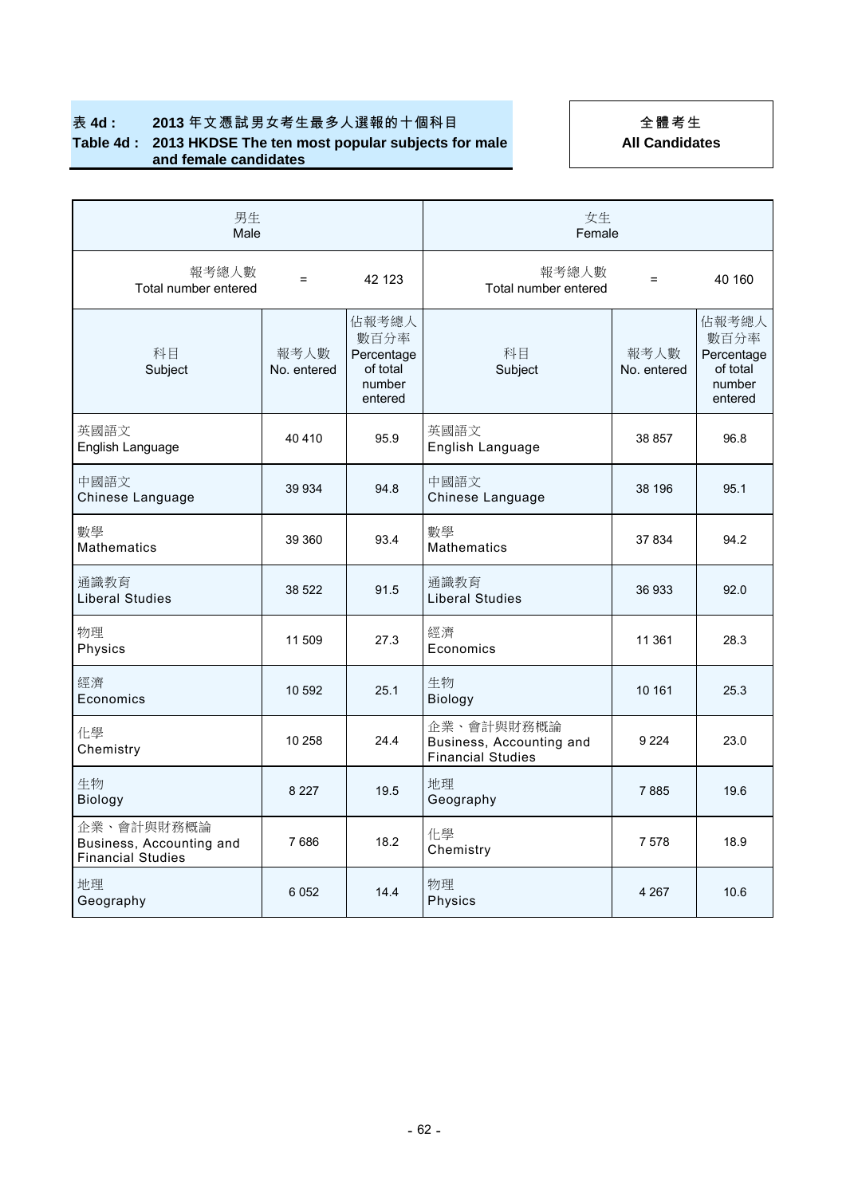**表 4d : 2013 年文憑試男女考生最多人選報的十個科目**
**Table 4d : 2013 HKDSE The ten most popular subjects for male and female candidates**

**全體考生**
**All Candidates**

| 男生 Male | | | 女生 Female | | |
|---|---|---|---|---|---|
| 報考總人數 Total number entered | = | 42 123 | 報考總人數 Total number entered | = | 40 160 |
| 科目 Subject | 報考人數 No. entered | 佔報考總人數百分率 Percentage of total number entered | 科目 Subject | 報考人數 No. entered | 佔報考總人數百分率 Percentage of total number entered |
| 英國語文 English Language | 40 410 | 95.9 | 英國語文 English Language | 38 857 | 96.8 |
| 中國語文 Chinese Language | 39 934 | 94.8 | 中國語文 Chinese Language | 38 196 | 95.1 |
| 數學 Mathematics | 39 360 | 93.4 | 數學 Mathematics | 37 834 | 94.2 |
| 通識教育 Liberal Studies | 38 522 | 91.5 | 通識教育 Liberal Studies | 36 933 | 92.0 |
| 物理 Physics | 11 509 | 27.3 | 經濟 Economics | 11 361 | 28.3 |
| 經濟 Economics | 10 592 | 25.1 | 生物 Biology | 10 161 | 25.3 |
| 化學 Chemistry | 10 258 | 24.4 | 企業、會計與財務概論 Business, Accounting and Financial Studies | 9 224 | 23.0 |
| 生物 Biology | 8 227 | 19.5 | 地理 Geography | 7 885 | 19.6 |
| 企業、會計與財務概論 Business, Accounting and Financial Studies | 7 686 | 18.2 | 化學 Chemistry | 7 578 | 18.9 |
| 地理 Geography | 6 052 | 14.4 | 物理 Physics | 4 267 | 10.6 |